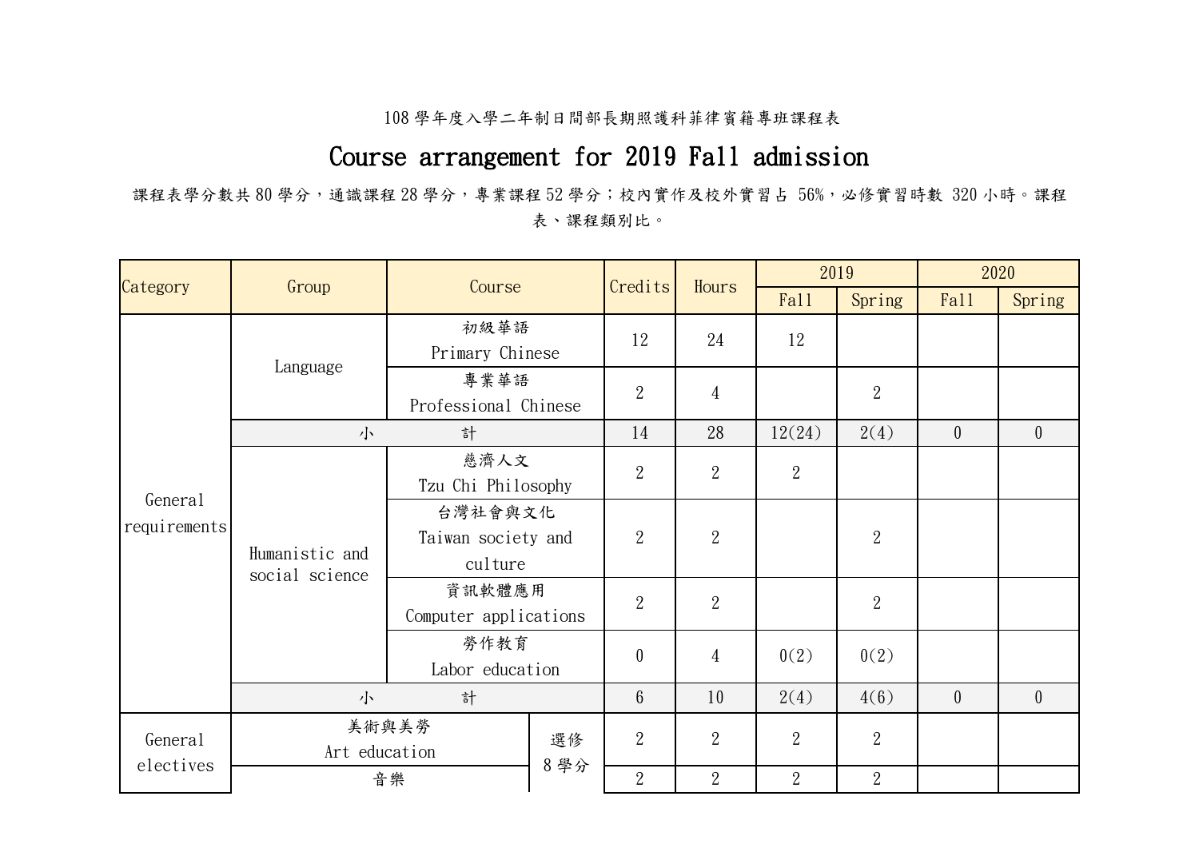108 學年度入學二年制日間部長期照護科菲律賓籍專班課程表

# Course arrangement for 2019 Fall admission

課程表學分數共 80 學分，通識課程 28 學分，專業課程 52 學分；校內實作及校外實習占 56%，必修實習時數 320 小時。課程表、課程類別比。

| Category | Group | Course | | Credits | Hours | 2019 | | 2020 | |
|---|---|---|---|---|---|---|---|---|---|
| | | | | | | Fall | Spring | Fall | Spring |
| General requirements | Language | 初級華語<br>Primary Chinese | | 12 | 24 | 12 | | | |
| | | 專業華語<br>Professional Chinese | | 2 | 4 | | 2 | | |
| | 小　　計 | | | 14 | 28 | 12(24) | 2(4) | 0 | 0 |
| | Humanistic and social science | 慈濟人文<br>Tzu Chi Philosophy | | 2 | 2 | 2 | | | |
| | | 台灣社會與文化<br>Taiwan society and culture | | 2 | 2 | | 2 | | |
| | | 資訊軟體應用<br>Computer applications | | 2 | 2 | | 2 | | |
| | | 勞作教育<br>Labor education | | 0 | 4 | 0(2) | 0(2) | | |
| | 小　　計 | | | 6 | 10 | 2(4) | 4(6) | 0 | 0 |
| General electives | 美術與美勞<br>Art education | | 選修<br>8 學分 | 2 | 2 | 2 | 2 | | |
| | 音樂 | | | 2 | 2 | 2 | 2 | | |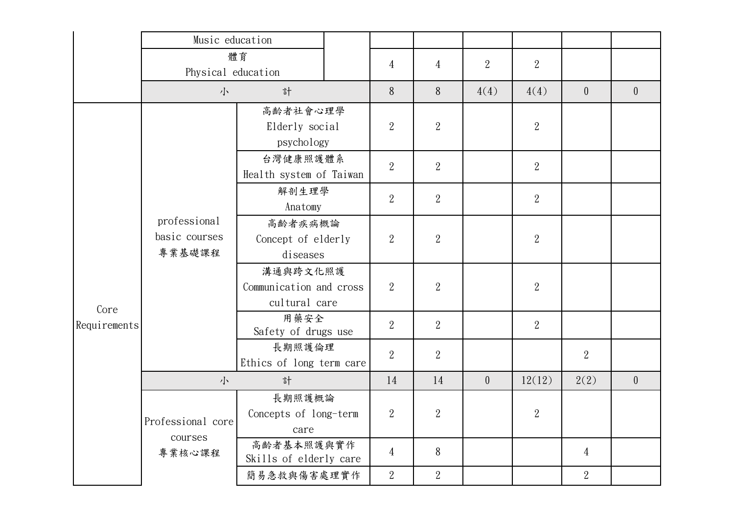| | | | | | | | | |
|---|---|---|---|---|---|---|---|---|
| | Music education | | | | | | | |
| | 體育<br>Physical education | | 4 | 4 | 2 | 2 | | |
| | 小　計 | | 8 | 8 | 4(4) | 4(4) | 0 | 0 |
| Core Requirements | professional basic courses<br>專業基礎課程 | 高齡者社會心理學<br>Elderly social psychology | 2 | 2 | | 2 | | |
| | | 台灣健康照護體系<br>Health system of Taiwan | 2 | 2 | | 2 | | |
| | | 解剖生理學<br>Anatomy | 2 | 2 | | 2 | | |
| | | 高齡者疾病概論<br>Concept of elderly diseases | 2 | 2 | | 2 | | |
| | | 溝通與跨文化照護<br>Communication and cross cultural care | 2 | 2 | | 2 | | |
| | | 用藥安全<br>Safety of drugs use | 2 | 2 | | 2 | | |
| | | 長期照護倫理<br>Ethics of long term care | 2 | 2 | | | 2 | |
| | 小　計 | | 14 | 14 | 0 | 12(12) | 2(2) | 0 |
| | Professional core courses<br>專業核心課程 | 長期照護概論<br>Concepts of long-term care | 2 | 2 | | 2 | | |
| | | 高齡者基本照護與實作<br>Skills of elderly care | 4 | 8 | | | 4 | |
| | | 簡易急救與傷害處理實作 | 2 | 2 | | | 2 | |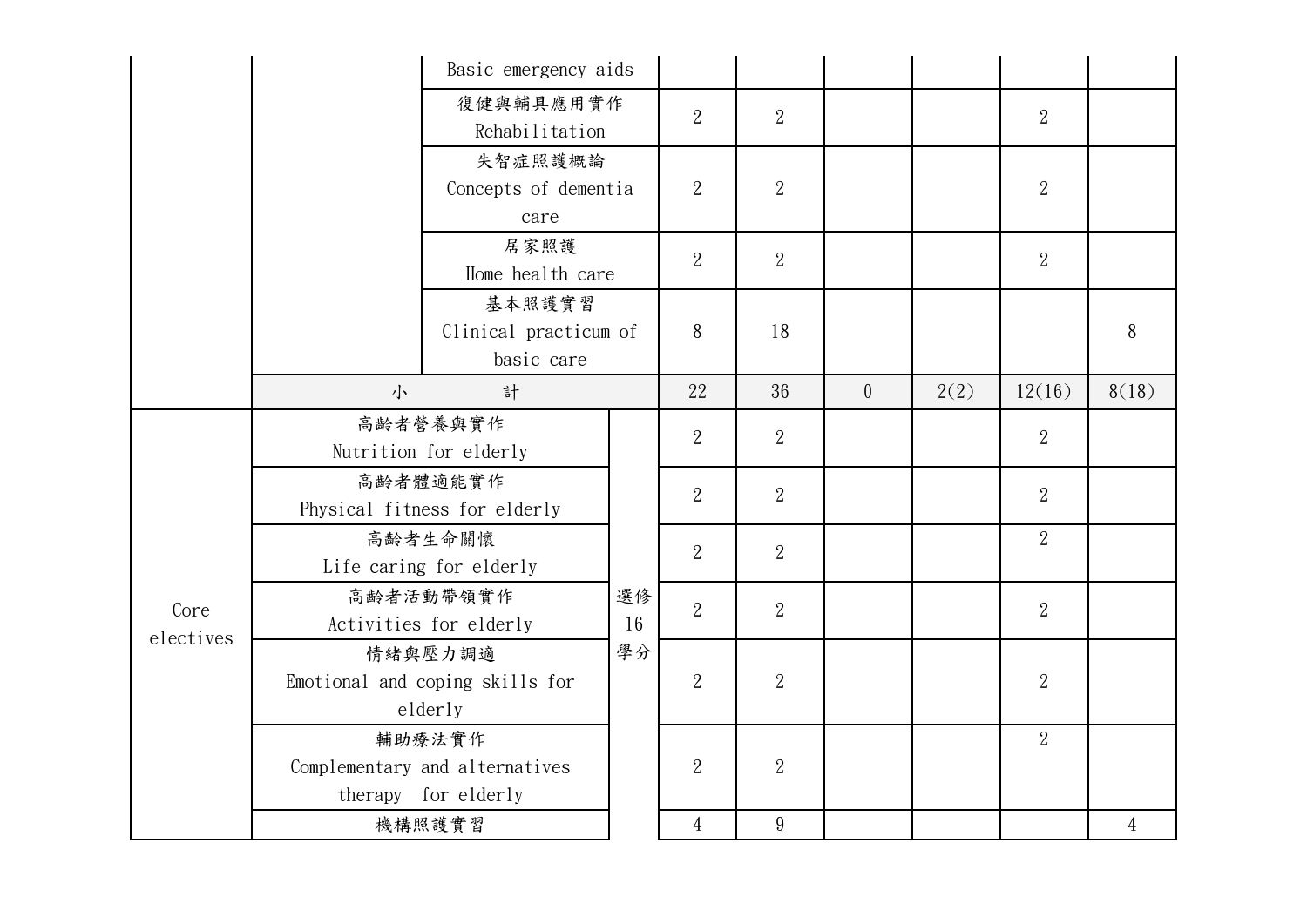| | | | | | | | | |
|---|---|---|---|---|---|---|---|---|
| | | Basic emergency aids | | | | | | |
| | | 復健與輔具應用實作 Rehabilitation | 2 | 2 | | | 2 | |
| | | 失智症照護概論 Concepts of dementia care | 2 | 2 | | | 2 | |
| | | 居家照護 Home health care | 2 | 2 | | | 2 | |
| | | 基本照護實習 Clinical practicum of basic care | 8 | 18 | | | | 8 |
| | 小　　計 | | 22 | 36 | 0 | 2(2) | 12(16) | 8(18) |
| Core electives | 高齡者營養與實作 Nutrition for elderly | 選修16學分 | 2 | 2 | | | 2 | |
| | 高齡者體適能實作 Physical fitness for elderly | | 2 | 2 | | | 2 | |
| | 高齡者生命關懷 Life caring for elderly | | 2 | 2 | | | 2 | |
| | 高齡者活動帶領實作 Activities for elderly | | 2 | 2 | | | 2 | |
| | 情緒與壓力調適 Emotional and coping skills for elderly | | 2 | 2 | | | 2 | |
| | 輔助療法實作 Complementary and alternatives therapy for elderly | | 2 | 2 | | | 2 | |
| | 機構照護實習 | | 4 | 9 | | | | 4 |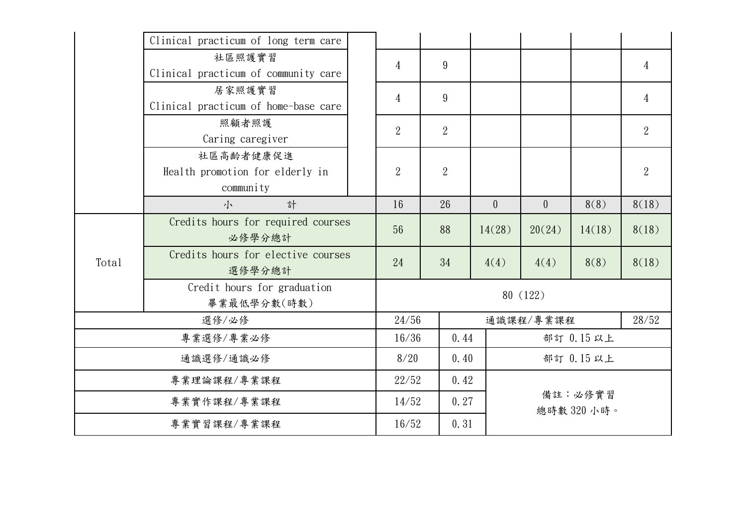| | | | | | | | | |
|---|---|---|---|---|---|---|---|---|
| | Clinical practicum of long term care | | | | | | | |
| | 社區照護實習<br>Clinical practicum of community care | | 4 | 9 | | | | 4 |
| | 居家照護實習<br>Clinical practicum of home-base care | | 4 | 9 | | | | 4 |
| | 照顧者照護<br>Caring caregiver | | 2 | 2 | | | | 2 |
| | 社區高齡者健康促進<br>Health promotion for elderly in community | | 2 | 2 | | | | 2 |
| | 小　　　計 | | 16 | 26 | 0 | 0 | 8(8) | 8(18) |
| Total | Credits hours for required courses<br>必修學分總計 | | 56 | 88 | 14(28) | 20(24) | 14(18) | 8(18) |
| | Credits hours for elective courses<br>選修學分總計 | | 24 | 34 | 4(4) | 4(4) | 8(8) | 8(18) |
| | Credit hours for graduation<br>畢業最低學分數(時數) | | 80 (122) | | | | | |

| | | | |
|---|---|---|---|
| 選修/必修 | 24/56 | 通識課程/專業課程 | 28/52 |
| 專業選修/專業必修 | 16/36 | 0.44 | 部訂 0.15 以上 |
| 通識選修/通識必修 | 8/20 | 0.40 | 部訂 0.15 以上 |
| 專業理論課程/專業課程 | 22/52 | 0.42 | 備註：必修實習<br>總時數 320 小時。 |
| 專業實作課程/專業課程 | 14/52 | 0.27 | |
| 專業實習課程/專業課程 | 16/52 | 0.31 | |